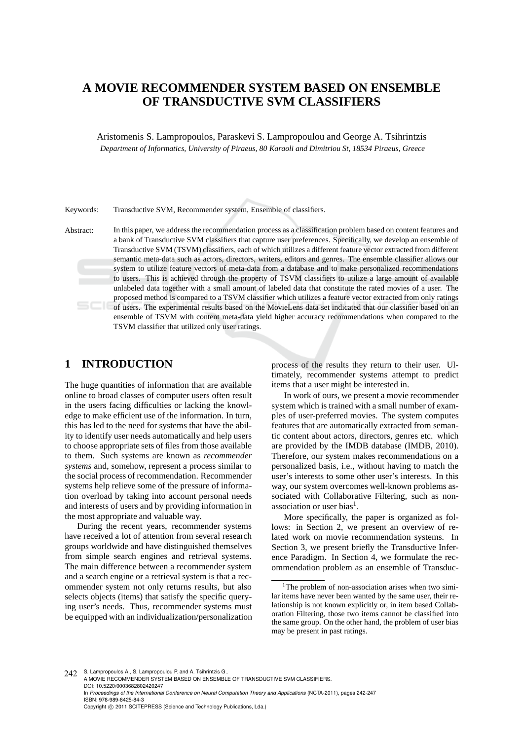# A MOVIE RECOMMENDER SYSTEM BASED ON ENSEMBLE OF TRANSDUCTIVE SVM CLASSIFIERS

Aristomenis S. Lampropoulos, Paraskevi S. Lampropoulou and George A. Tsihrintzis

*Department of Informatics, University of Piraeus, 80 Karaoli and Dimitriou St, 18534 Piraeus, Greece*

Keywords: Transductive SVM, Recommender system, Ensemble of classifiers.

Abstract: In this paper, we address the recommendation process as a classification problem based on content features and a bank of Transductive SVM classifiers that capture user preferences. Specifically, we develop an ensemble of Transductive SVM (TSVM) classifiers, each of which utilizes a different feature vector extracted from different semantic meta-data such as actors, directors, writers, editors and genres. The ensemble classifier allows our system to utilize feature vectors of meta-data from a database and to make personalized recommendations to users. This is achieved through the property of TSVM classifiers to utilize a large amount of available unlabeled data together with a small amount of labeled data that constitute the rated movies of a user. The proposed method is compared to a TSVM classifier which utilizes a feature vector extracted from only ratings of users. The experimental results based on the MovieLens data set indicated that our classifier based on an ensemble of TSVM with content meta-data yield higher accuracy recommendations when compared to the TSVM classifier that utilized only user ratings.

## 1 INTRODUCTION

The huge quantities of information that are available online to broad classes of computer users often result in the users facing difficulties or lacking the knowledge to make efficient use of the information. In turn, this has led to the need for systems that have the ability to identify user needs automatically and help users to choose appropriate sets of files from those available to them. Such systems are known as *recommender systems* and, somehow, represent a process similar to the social process of recommendation. Recommender systems help relieve some of the pressure of information overload by taking into account personal needs and interests of users and by providing information in the most appropriate and valuable way.

During the recent years, recommender systems have received a lot of attention from several research groups worldwide and have distinguished themselves from simple search engines and retrieval systems. The main difference between a recommender system and a search engine or a retrieval system is that a recommender system not only returns results, but also selects objects (items) that satisfy the specific querying user's needs. Thus, recommender systems must be equipped with an individualization/personalization process of the results they return to their user. Ultimately, recommender systems attempt to predict items that a user might be interested in.

In work of ours, we present a movie recommender system which is trained with a small number of examples of user-preferred movies. The system computes features that are automatically extracted from semantic content about actors, directors, genres etc. which are provided by the IMDB database (IMDB, 2010). Therefore, our system makes recommendations on a personalized basis, i.e., without having to match the user's interests to some other user's interests. In this way, our system overcomes well-known problems associated with Collaborative Filtering, such as non-association or user bias[1].

More specifically, the paper is organized as follows: in Section 2, we present an overview of related work on movie recommendation systems. In Section 3, we present briefly the Transductive Inference Paradigm. In Section 4, we formulate the recommendation problem as an ensemble of Transduc-

[1] The problem of non-association arises when two similar items have never been wanted by the same user, their relationship is not known explicitly or, in item based Collaboration Filtering, those two items cannot be classified into the same group. On the other hand, the problem of user bias may be present in past ratings.

S. Lampropoulos A., S. Lampropoulou P. and A. Tsihrintzis G..
A MOVIE RECOMMENDER SYSTEM BASED ON ENSEMBLE OF TRANSDUCTIVE SVM CLASSIFIERS.
DOI: 10.5220/0003682802420247
In *Proceedings of the International Conference on Neural Computation Theory and Applications* (NCTA-2011), pages 242-247
ISBN: 978-989-8425-84-3
Copyright © 2011 SCITEPRESS (Science and Technology Publications, Lda.)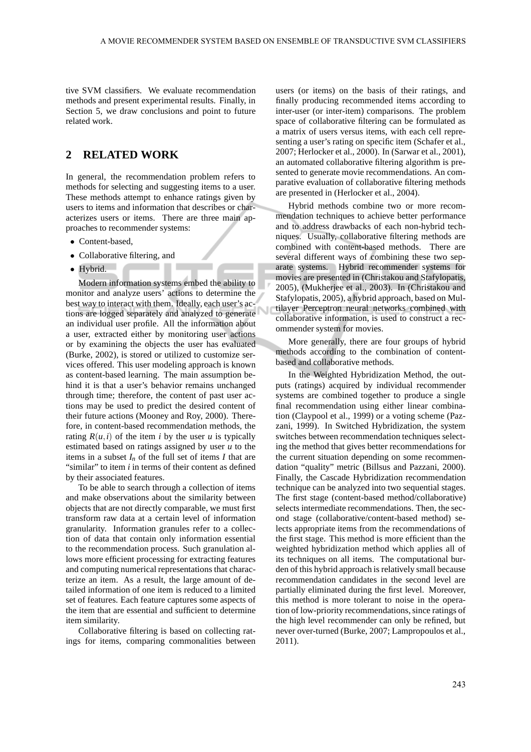tive SVM classifiers. We evaluate recommendation methods and present experimental results. Finally, in Section 5, we draw conclusions and point to future related work.

## 2 RELATED WORK

In general, the recommendation problem refers to methods for selecting and suggesting items to a user. These methods attempt to enhance ratings given by users to items and information that describes or characterizes users or items. There are three main approaches to recommender systems:

- Content-based,
- Collaborative filtering, and
- Hybrid.

Modern information systems embed the ability to monitor and analyze users' actions to determine the best way to interact with them. Ideally, each user's actions are logged separately and analyzed to generate an individual user profile. All the information about a user, extracted either by monitoring user actions or by examining the objects the user has evaluated (Burke, 2002), is stored or utilized to customize services offered. This user modeling approach is known as content-based learning. The main assumption behind it is that a user's behavior remains unchanged through time; therefore, the content of past user actions may be used to predict the desired content of their future actions (Mooney and Roy, 2000). Therefore, in content-based recommendation methods, the rating $R(u,i)$ of the item $i$ by the user $u$ is typically estimated based on ratings assigned by user $u$ to the items in a subset $I_n$ of the full set of items $I$ that are "similar" to item $i$ in terms of their content as defined by their associated features.

To be able to search through a collection of items and make observations about the similarity between objects that are not directly comparable, we must first transform raw data at a certain level of information granularity. Information granules refer to a collection of data that contain only information essential to the recommendation process. Such granulation allows more efficient processing for extracting features and computing numerical representations that characterize an item. As a result, the large amount of detailed information of one item is reduced to a limited set of features. Each feature captures some aspects of the item that are essential and sufficient to determine item similarity.

Collaborative filtering is based on collecting ratings for items, comparing commonalities between users (or items) on the basis of their ratings, and finally producing recommended items according to inter-user (or inter-item) comparisons. The problem space of collaborative filtering can be formulated as a matrix of users versus items, with each cell representing a user's rating on specific item (Schafer et al., 2007; Herlocker et al., 2000). In (Sarwar et al., 2001), an automated collaborative filtering algorithm is presented to generate movie recommendations. An comparative evaluation of collaborative filtering methods are presented in (Herlocker et al., 2004).

Hybrid methods combine two or more recommendation techniques to achieve better performance and to address drawbacks of each non-hybrid techniques. Usually, collaborative filtering methods are combined with content-based methods. There are several different ways of combining these two separate systems. Hybrid recommender systems for movies are presented in (Christakou and Stafylopatis, 2005), (Mukherjee et al., 2003). In (Christakou and Stafylopatis, 2005), a hybrid approach, based on Multilayer Perceptron neural networks combined with collaborative information, is used to construct a recommender system for movies.

More generally, there are four groups of hybrid methods according to the combination of content-based and collaborative methods.

In the Weighted Hybridization Method, the outputs (ratings) acquired by individual recommender systems are combined together to produce a single final recommendation using either linear combination (Claypool et al., 1999) or a voting scheme (Pazzani, 1999). In Switched Hybridization, the system switches between recommendation techniques selecting the method that gives better recommendations for the current situation depending on some recommendation "quality" metric (Billsus and Pazzani, 2000). Finally, the Cascade Hybridization recommendation technique can be analyzed into two sequential stages. The first stage (content-based method/collaborative) selects intermediate recommendations. Then, the second stage (collaborative/content-based method) selects appropriate items from the recommendations of the first stage. This method is more efficient than the weighted hybridization method which applies all of its techniques on all items. The computational burden of this hybrid approach is relatively small because recommendation candidates in the second level are partially eliminated during the first level. Moreover, this method is more tolerant to noise in the operation of low-priority recommendations, since ratings of the high level recommender can only be refined, but never over-turned (Burke, 2007; Lampropoulos et al., 2011).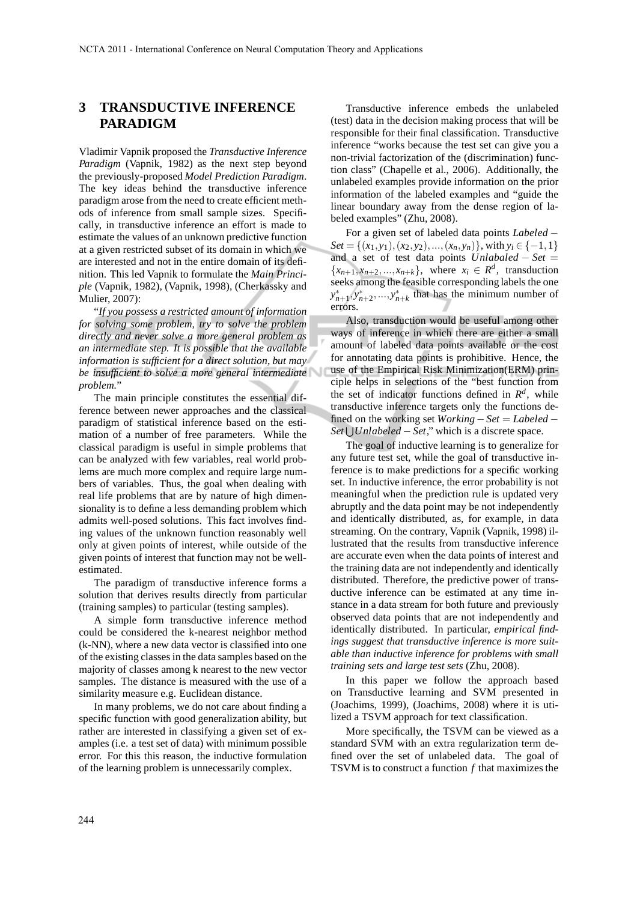## 3 TRANSDUCTIVE INFERENCE PARADIGM

Vladimir Vapnik proposed the *Transductive Inference Paradigm* (Vapnik, 1982) as the next step beyond the previously-proposed *Model Prediction Paradigm*. The key ideas behind the transductive inference paradigm arose from the need to create efficient methods of inference from small sample sizes. Specifically, in transductive inference an effort is made to estimate the values of an unknown predictive function at a given restricted subset of its domain in which we are interested and not in the entire domain of its definition. This led Vapnik to formulate the *Main Principle* (Vapnik, 1982), (Vapnik, 1998), (Cherkassky and Mulier, 2007):

"*If you possess a restricted amount of information for solving some problem, try to solve the problem directly and never solve a more general problem as an intermediate step. It is possible that the available information is sufficient for a direct solution, but may be insufficient to solve a more general intermediate problem.*"

The main principle constitutes the essential difference between newer approaches and the classical paradigm of statistical inference based on the estimation of a number of free parameters. While the classical paradigm is useful in simple problems that can be analyzed with few variables, real world problems are much more complex and require large numbers of variables. Thus, the goal when dealing with real life problems that are by nature of high dimensionality is to define a less demanding problem which admits well-posed solutions. This fact involves finding values of the unknown function reasonably well only at given points of interest, while outside of the given points of interest that function may not be well-estimated.

The paradigm of transductive inference forms a solution that derives results directly from particular (training samples) to particular (testing samples).

A simple form transductive inference method could be considered the k-nearest neighbor method (k-NN), where a new data vector is classified into one of the existing classes in the data samples based on the majority of classes among k nearest to the new vector samples. The distance is measured with the use of a similarity measure e.g. Euclidean distance.

In many problems, we do not care about finding a specific function with good generalization ability, but rather are interested in classifying a given set of examples (i.e. a test set of data) with minimum possible error. For this this reason, the inductive formulation of the learning problem is unnecessarily complex.

Transductive inference embeds the unlabeled (test) data in the decision making process that will be responsible for their final classification. Transductive inference "works because the test set can give you a non-trivial factorization of the (discrimination) function class" (Chapelle et al., 2006). Additionally, the unlabeled examples provide information on the prior information of the labeled examples and "guide the linear boundary away from the dense region of labeled examples" (Zhu, 2008).

For a given set of labeled data points $Labeled - Set = \{(x_1, y_1), (x_2, y_2), ..., (x_n, y_n)\}$, with $y_i \in \{-1, 1\}$ and a set of test data points $Unlabaled - Set = \{x_{n+1}, x_{n+2}, ..., x_{n+k}\}$, where $x_i \in R^d$, transduction seeks among the feasible corresponding labels the one $y^*_{n+1}, y^*_{n+2}, ..., y^*_{n+k}$ that has the minimum number of errors.

Also, transduction would be useful among other ways of inference in which there are either a small amount of labeled data points available or the cost for annotating data points is prohibitive. Hence, the use of the Empirical Risk Minimization(ERM) principle helps in selections of the "best function from the set of indicator functions defined in $R^d$, while transductive inference targets only the functions defined on the working set $Working - Set = Labeled - Set \bigcup Unlabeled - Set$," which is a discrete space.

The goal of inductive learning is to generalize for any future test set, while the goal of transductive inference is to make predictions for a specific working set. In inductive inference, the error probability is not meaningful when the prediction rule is updated very abruptly and the data point may be not independently and identically distributed, as, for example, in data streaming. On the contrary, Vapnik (Vapnik, 1998) illustrated that the results from transductive inference are accurate even when the data points of interest and the training data are not independently and identically distributed. Therefore, the predictive power of transductive inference can be estimated at any time instance in a data stream for both future and previously observed data points that are not independently and identically distributed. In particular, *empirical findings suggest that transductive inference is more suitable than inductive inference for problems with small training sets and large test sets* (Zhu, 2008).

In this paper we follow the approach based on Transductive learning and SVM presented in (Joachims, 1999), (Joachims, 2008) where it is utilized a TSVM approach for text classification.

More specifically, the TSVM can be viewed as a standard SVM with an extra regularization term defined over the set of unlabeled data. The goal of TSVM is to construct a function $f$ that maximizes the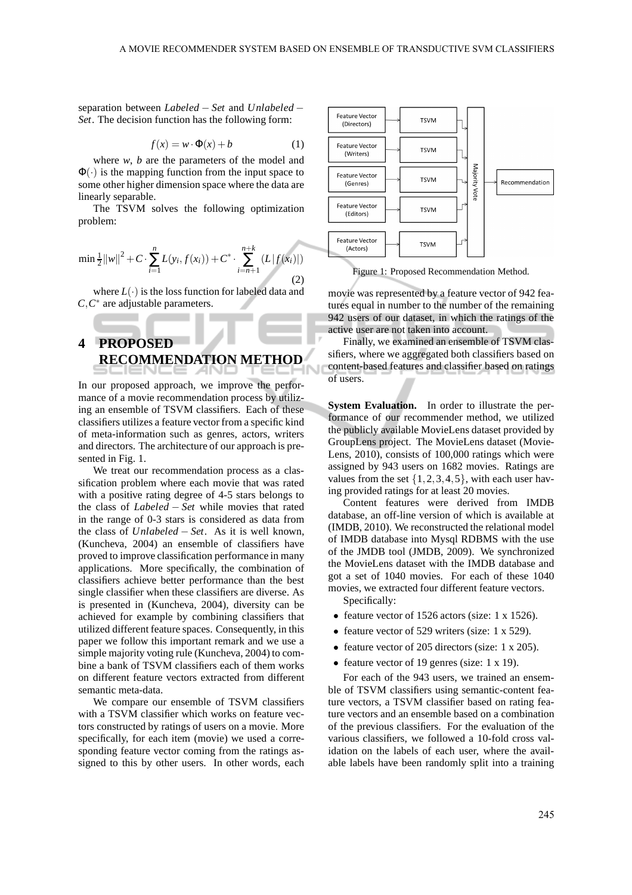separation between $Labeled-Set$ and $Unlabeled-Set$. The decision function has the following form:

$$f(x) = w \cdot \Phi(x) + b \tag{1}$$

where $w$, $b$ are the parameters of the model and $\Phi(\cdot)$ is the mapping function from the input space to some other higher dimension space where the data are linearly separable.

The TSVM solves the following optimization problem:

$$\min \tfrac{1}{2}\|w\|^2 + C \cdot \sum_{i=1}^{n} L(y_i, f(x_i)) + C^* \cdot \sum_{i=n+1}^{n+k} (L\,|f(x_i)|) \tag{2}$$

where $L(\cdot)$ is the loss function for labeled data and $C, C^*$ are adjustable parameters.

## 4 PROPOSED RECOMMENDATION METHOD

In our proposed approach, we improve the performance of a movie recommendation process by utilizing an ensemble of TSVM classifiers. Each of these classifiers utilizes a feature vector from a specific kind of meta-information such as genres, actors, writers and directors. The architecture of our approach is presented in Fig. 1.

We treat our recommendation process as a classification problem where each movie that was rated with a positive rating degree of 4-5 stars belongs to the class of $Labeled-Set$ while movies that rated in the range of 0-3 stars is considered as data from the class of $Unlabeled-Set$. As it is well known, (Kuncheva, 2004) an ensemble of classifiers have proved to improve classification performance in many applications. More specifically, the combination of classifiers achieve better performance than the best single classifier when these classifiers are diverse. As is presented in (Kuncheva, 2004), diversity can be achieved for example by combining classifiers that utilized different feature spaces. Consequently, in this paper we follow this important remark and we use a simple majority voting rule (Kuncheva, 2004) to combine a bank of TSVM classifiers each of them works on different feature vectors extracted from different semantic meta-data.

We compare our ensemble of TSVM classifiers with a TSVM classifier which works on feature vectors constructed by ratings of users on a movie. More specifically, for each item (movie) we used a corresponding feature vector coming from the ratings assigned to this by other users. In other words, each movie was represented by a feature vector of 942 features equal in number to the number of the remaining 942 users of our dataset, in which the ratings of the active user are not taken into account.

Finally, we examined an ensemble of TSVM classifiers, where we aggregated both classifiers based on content-based features and classifier based on ratings of users.

Feature Vector (Directors) → TSVM
Feature Vector (Writers) → TSVM
Feature Vector (Genres) → TSVM
Feature Vector (Editors) → TSVM
Feature Vector (Actors) → TSVM
→ Majority Vote → Recommendation

Figure 1: Proposed Recommendation Method.

**System Evaluation.** In order to illustrate the performance of our recommender method, we utilized the publicly available MovieLens dataset provided by GroupLens project. The MovieLens dataset (MovieLens, 2010), consists of 100,000 ratings which were assigned by 943 users on 1682 movies. Ratings are values from the set $\{1,2,3,4,5\}$, with each user having provided ratings for at least 20 movies.

Content features were derived from IMDB database, an off-line version of which is available at (IMDB, 2010). We reconstructed the relational model of IMDB database into Mysql RDBMS with the use of the JMDB tool (JMDB, 2009). We synchronized the MovieLens dataset with the IMDB database and got a set of 1040 movies. For each of these 1040 movies, we extracted four different feature vectors.

Specifically:

- feature vector of 1526 actors (size: 1 x 1526).
- feature vector of 529 writers (size: 1 x 529).
- feature vector of 205 directors (size: 1 x 205).
- feature vector of 19 genres (size: 1 x 19).

For each of the 943 users, we trained an ensemble of TSVM classifiers using semantic-content feature vectors, a TSVM classifier based on rating feature vectors and an ensemble based on a combination of the previous classifiers. For the evaluation of the various classifiers, we followed a 10-fold cross validation on the labels of each user, where the available labels have been randomly split into a training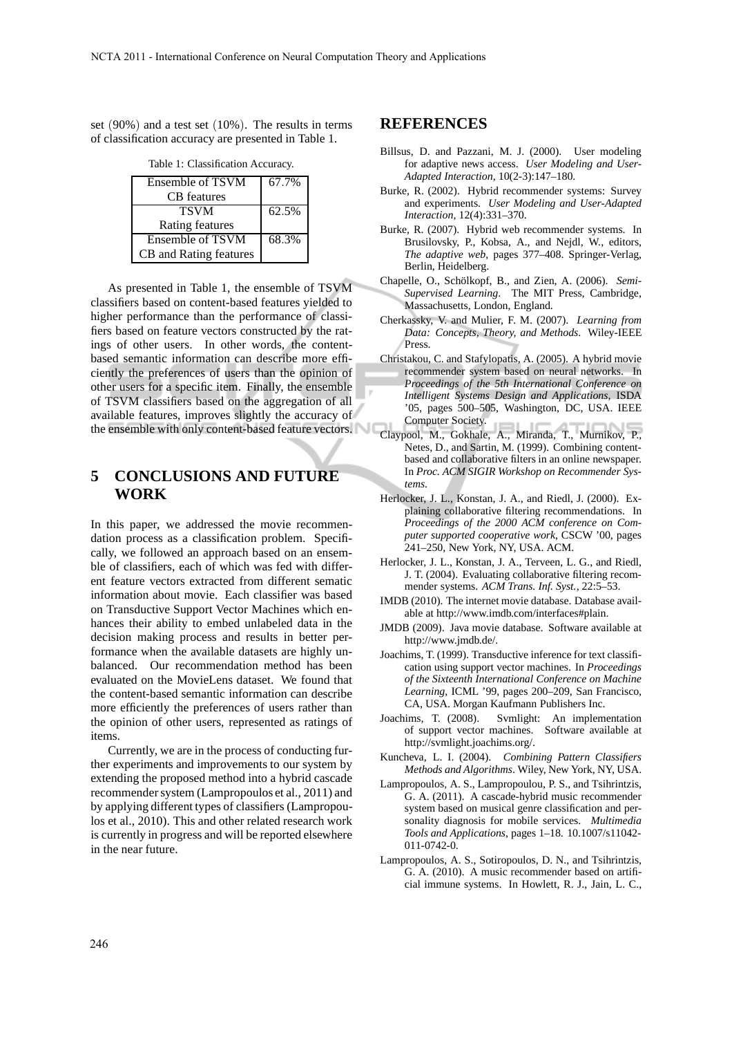set (90%) and a test set (10%). The results in terms of classification accuracy are presented in Table 1.

Table 1: Classification Accuracy.

| | |
|---|---|
| Ensemble of TSVM CB features | 67.7% |
| TSVM Rating features | 62.5% |
| Ensemble of TSVM CB and Rating features | 68.3% |

As presented in Table 1, the ensemble of TSVM classifiers based on content-based features yielded to higher performance than the performance of classifiers based on feature vectors constructed by the ratings of other users. In other words, the content-based semantic information can describe more efficiently the preferences of users than the opinion of other users for a specific item. Finally, the ensemble of TSVM classifiers based on the aggregation of all available features, improves slightly the accuracy of the ensemble with only content-based feature vectors.

## 5 CONCLUSIONS AND FUTURE WORK

In this paper, we addressed the movie recommendation process as a classification problem. Specifically, we followed an approach based on an ensemble of classifiers, each of which was fed with different feature vectors extracted from different sematic information about movie. Each classifier was based on Transductive Support Vector Machines which enhances their ability to embed unlabeled data in the decision making process and results in better performance when the available datasets are highly unbalanced. Our recommendation method has been evaluated on the MovieLens dataset. We found that the content-based semantic information can describe more efficiently the preferences of users rather than the opinion of other users, represented as ratings of items.

Currently, we are in the process of conducting further experiments and improvements to our system by extending the proposed method into a hybrid cascade recommender system (Lampropoulos et al., 2011) and by applying different types of classifiers (Lampropoulos et al., 2010). This and other related research work is currently in progress and will be reported elsewhere in the near future.

## REFERENCES

Billsus, D. and Pazzani, M. J. (2000). User modeling for adaptive news access. *User Modeling and User-Adapted Interaction*, 10(2-3):147–180.

Burke, R. (2002). Hybrid recommender systems: Survey and experiments. *User Modeling and User-Adapted Interaction*, 12(4):331–370.

Burke, R. (2007). Hybrid web recommender systems. In Brusilovsky, P., Kobsa, A., and Nejdl, W., editors, *The adaptive web*, pages 377–408. Springer-Verlag, Berlin, Heidelberg.

Chapelle, O., Schölkopf, B., and Zien, A. (2006). *Semi-Supervised Learning*. The MIT Press, Cambridge, Massachusetts, London, England.

Cherkassky, V. and Mulier, F. M. (2007). *Learning from Data: Concepts, Theory, and Methods*. Wiley-IEEE Press.

Christakou, C. and Stafylopatis, A. (2005). A hybrid movie recommender system based on neural networks. In *Proceedings of the 5th International Conference on Intelligent Systems Design and Applications*, ISDA '05, pages 500–505, Washington, DC, USA. IEEE Computer Society.

Claypool, M., Gokhale, A., Miranda, T., Murnikov, P., Netes, D., and Sartin, M. (1999). Combining content-based and collaborative filters in an online newspaper. In *Proc. ACM SIGIR Workshop on Recommender Systems*.

Herlocker, J. L., Konstan, J. A., and Riedl, J. (2000). Explaining collaborative filtering recommendations. In *Proceedings of the 2000 ACM conference on Computer supported cooperative work*, CSCW '00, pages 241–250, New York, NY, USA. ACM.

Herlocker, J. L., Konstan, J. A., Terveen, L. G., and Riedl, J. T. (2004). Evaluating collaborative filtering recommender systems. *ACM Trans. Inf. Syst.*, 22:5–53.

IMDB (2010). The internet movie database. Database available at http://www.imdb.com/interfaces#plain.

JMDB (2009). Java movie database. Software available at http://www.jmdb.de/.

Joachims, T. (1999). Transductive inference for text classification using support vector machines. In *Proceedings of the Sixteenth International Conference on Machine Learning*, ICML '99, pages 200–209, San Francisco, CA, USA. Morgan Kaufmann Publishers Inc.

Joachims, T. (2008). Svmlight: An implementation of support vector machines. Software available at http://svmlight.joachims.org/.

Kuncheva, L. I. (2004). *Combining Pattern Classifiers Methods and Algorithms*. Wiley, New York, NY, USA.

Lampropoulos, A. S., Lampropoulou, P. S., and Tsihrintzis, G. A. (2011). A cascade-hybrid music recommender system based on musical genre classification and personality diagnosis for mobile services. *Multimedia Tools and Applications*, pages 1–18. 10.1007/s11042-011-0742-0.

Lampropoulos, A. S., Sotiropoulos, D. N., and Tsihrintzis, G. A. (2010). A music recommender based on artificial immune systems. In Howlett, R. J., Jain, L. C.,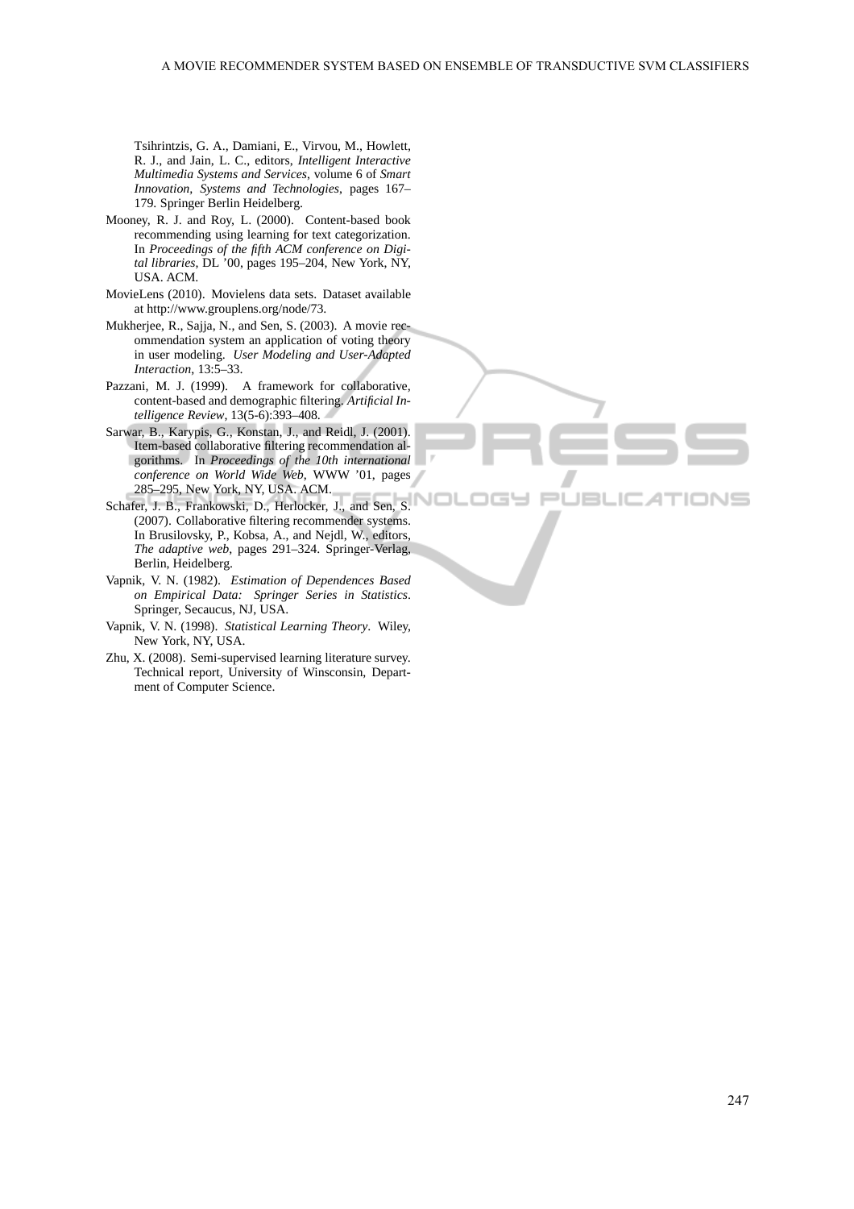Tsihrintzis, G. A., Damiani, E., Virvou, M., Howlett, R. J., and Jain, L. C., editors, *Intelligent Interactive Multimedia Systems and Services*, volume 6 of *Smart Innovation, Systems and Technologies*, pages 167–179. Springer Berlin Heidelberg.

Mooney, R. J. and Roy, L. (2000). Content-based book recommending using learning for text categorization. In *Proceedings of the fifth ACM conference on Digital libraries*, DL '00, pages 195–204, New York, NY, USA. ACM.

MovieLens (2010). Movielens data sets. Dataset available at http://www.grouplens.org/node/73.

Mukherjee, R., Sajja, N., and Sen, S. (2003). A movie recommendation system an application of voting theory in user modeling. *User Modeling and User-Adapted Interaction*, 13:5–33.

Pazzani, M. J. (1999). A framework for collaborative, content-based and demographic filtering. *Artificial Intelligence Review*, 13(5-6):393–408.

Sarwar, B., Karypis, G., Konstan, J., and Reidl, J. (2001). Item-based collaborative filtering recommendation algorithms. In *Proceedings of the 10th international conference on World Wide Web*, WWW '01, pages 285–295, New York, NY, USA. ACM.

Schafer, J. B., Frankowski, D., Herlocker, J., and Sen, S. (2007). Collaborative filtering recommender systems. In Brusilovsky, P., Kobsa, A., and Nejdl, W., editors, *The adaptive web*, pages 291–324. Springer-Verlag, Berlin, Heidelberg.

Vapnik, V. N. (1982). *Estimation of Dependences Based on Empirical Data: Springer Series in Statistics*. Springer, Secaucus, NJ, USA.

Vapnik, V. N. (1998). *Statistical Learning Theory*. Wiley, New York, NY, USA.

Zhu, X. (2008). Semi-supervised learning literature survey. Technical report, University of Winsconsin, Department of Computer Science.